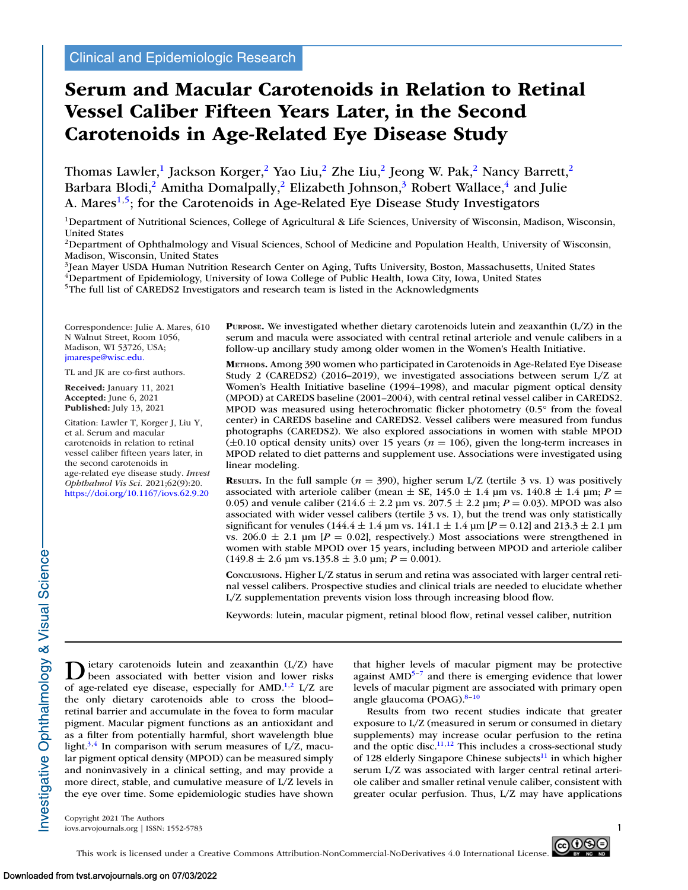Clinical and Epidemiologic Research

# Serum and Macular Carotenoids in Relation to Retinal Vessel Caliber Fifteen Years Later, in the Second Carotenoids in Age-Related Eye Disease Study

Thomas Lawler,[1] Jackson Korger,[2] Yao Liu,[2] Zhe Liu,[2] Jeong W. Pak,[2] Nancy Barrett,[2] Barbara Blodi,[2] Amitha Domalpally,[2] Elizabeth Johnson,[3] Robert Wallace,[4] and Julie A. Mares[1,5]; for the Carotenoids in Age-Related Eye Disease Study Investigators

[1]Department of Nutritional Sciences, College of Agricultural & Life Sciences, University of Wisconsin, Madison, Wisconsin, United States
[2]Department of Ophthalmology and Visual Sciences, School of Medicine and Population Health, University of Wisconsin, Madison, Wisconsin, United States
[3]Jean Mayer USDA Human Nutrition Research Center on Aging, Tufts University, Boston, Massachusetts, United States
[4]Department of Epidemiology, University of Iowa College of Public Health, Iowa City, Iowa, United States
[5]The full list of CAREDS2 Investigators and research team is listed in the Acknowledgments

Correspondence: Julie A. Mares, 610 N Walnut Street, Room 1056, Madison, WI 53726, USA; jmarespe@wisc.edu.

TL and JK are co-first authors.

**Received:** January 11, 2021
**Accepted:** June 6, 2021
**Published:** July 13, 2021

Citation: Lawler T, Korger J, Liu Y, et al. Serum and macular carotenoids in relation to retinal vessel caliber fifteen years later, in the second carotenoids in age-related eye disease study. *Invest Ophthalmol Vis Sci.* 2021;62(9):20. https://doi.org/10.1167/iovs.62.9.20

**Purpose.** We investigated whether dietary carotenoids lutein and zeaxanthin (L/Z) in the serum and macula were associated with central retinal arteriole and venule calibers in a follow-up ancillary study among older women in the Women's Health Initiative.

**Methods.** Among 390 women who participated in Carotenoids in Age-Related Eye Disease Study 2 (CAREDS2) (2016–2019), we investigated associations between serum L/Z at Women's Health Initiative baseline (1994–1998), and macular pigment optical density (MPOD) at CAREDS baseline (2001–2004), with central retinal vessel caliber in CAREDS2. MPOD was measured using heterochromatic flicker photometry (0.5° from the foveal center) in CAREDS baseline and CAREDS2. Vessel calibers were measured from fundus photographs (CAREDS2). We also explored associations in women with stable MPOD (±0.10 optical density units) over 15 years ($n = 106$), given the long-term increases in MPOD related to diet patterns and supplement use. Associations were investigated using linear modeling.

**Results.** In the full sample ($n = 390$), higher serum L/Z (tertile 3 vs. 1) was positively associated with arteriole caliber (mean ± SE, 145.0 ± 1.4 μm vs. 140.8 ± 1.4 μm; $P = 0.05$) and venule caliber (214.6 ± 2.2 μm vs. 207.5 ± 2.2 μm; $P = 0.03$). MPOD was also associated with wider vessel calibers (tertile 3 vs. 1), but the trend was only statistically significant for venules (144.4 ± 1.4 μm vs. 141.1 ± 1.4 μm [$P = 0.12$] and 213.3 ± 2.1 μm vs. 206.0 ± 2.1 μm [$P = 0.02$], respectively.) Most associations were strengthened in women with stable MPOD over 15 years, including between MPOD and arteriole caliber (149.8 ± 2.6 μm vs.135.8 ± 3.0 μm; $P = 0.001$).

**Conclusions.** Higher L/Z status in serum and retina was associated with larger central retinal vessel calibers. Prospective studies and clinical trials are needed to elucidate whether L/Z supplementation prevents vision loss through increasing blood flow.

Keywords: lutein, macular pigment, retinal blood flow, retinal vessel caliber, nutrition

Dietary carotenoids lutein and zeaxanthin (L/Z) have been associated with better vision and lower risks of age-related eye disease, especially for AMD.[1,2] L/Z are the only dietary carotenoids able to cross the blood–retinal barrier and accumulate in the fovea to form macular pigment. Macular pigment functions as an antioxidant and as a filter from potentially harmful, short wavelength blue light.[3,4] In comparison with serum measures of L/Z, macular pigment optical density (MPOD) can be measured simply and noninvasively in a clinical setting, and may provide a more direct, stable, and cumulative measure of L/Z levels in the eye over time. Some epidemiologic studies have shown that higher levels of macular pigment may be protective against AMD[5–7] and there is emerging evidence that lower levels of macular pigment are associated with primary open angle glaucoma (POAG).[8–10]

Results from two recent studies indicate that greater exposure to L/Z (measured in serum or consumed in dietary supplements) may increase ocular perfusion to the retina and the optic disc.[11,12] This includes a cross-sectional study of 128 elderly Singapore Chinese subjects[11] in which higher serum L/Z was associated with larger central retinal arteriole caliber and smaller retinal venule caliber, consistent with greater ocular perfusion. Thus, L/Z may have applications

Copyright 2021 The Authors
iovs.arvojournals.org | ISSN: 1552-5783

This work is licensed under a Creative Commons Attribution-NonCommercial-NoDerivatives 4.0 International License.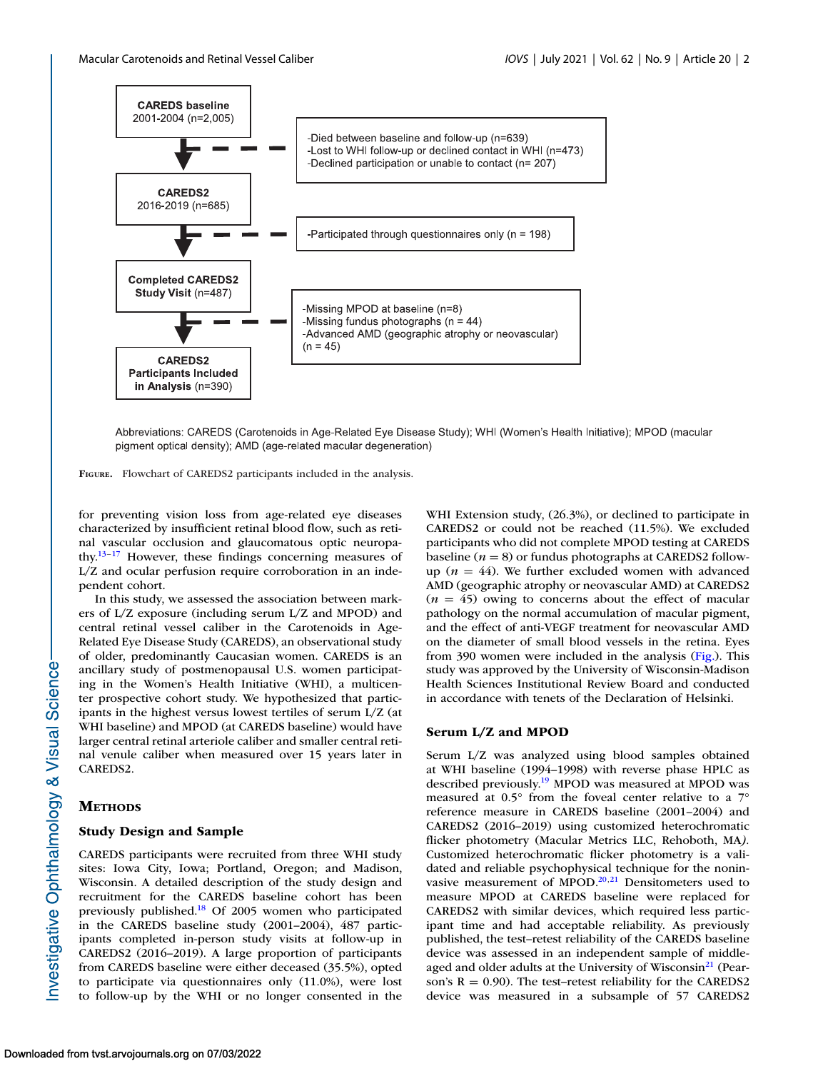CAREDS baseline
2001-2004 (n=2,005)

-Died between baseline and follow-up (n=639)
-Lost to WHI follow-up or declined contact in WHI (n=473)
-Declined participation or unable to contact (n= 207)

CAREDS2
2016-2019 (n=685)

-Participated through questionnaires only (n = 198)

Completed CAREDS2 Study Visit (n=487)

-Missing MPOD at baseline (n=8)
-Missing fundus photographs (n = 44)
-Advanced AMD (geographic atrophy or neovascular) (n = 45)

CAREDS2 Participants Included in Analysis (n=390)

Abbreviations: CAREDS (Carotenoids in Age-Related Eye Disease Study); WHI (Women's Health Initiative); MPOD (macular pigment optical density); AMD (age-related macular degeneration)

**Figure.** Flowchart of CAREDS2 participants included in the analysis.

for preventing vision loss from age-related eye diseases characterized by insufficient retinal blood flow, such as retinal vascular occlusion and glaucomatous optic neuropathy.[13–17] However, these findings concerning measures of L/Z and ocular perfusion require corroboration in an independent cohort.

In this study, we assessed the association between markers of L/Z exposure (including serum L/Z and MPOD) and central retinal vessel caliber in the Carotenoids in Age-Related Eye Disease Study (CAREDS), an observational study of older, predominantly Caucasian women. CAREDS is an ancillary study of postmenopausal U.S. women participating in the Women's Health Initiative (WHI), a multicenter prospective cohort study. We hypothesized that participants in the highest versus lowest tertiles of serum L/Z (at WHI baseline) and MPOD (at CAREDS baseline) would have larger central retinal arteriole caliber and smaller central retinal venule caliber when measured over 15 years later in CAREDS2.

## Methods

### Study Design and Sample

CAREDS participants were recruited from three WHI study sites: Iowa City, Iowa; Portland, Oregon; and Madison, Wisconsin. A detailed description of the study design and recruitment for the CAREDS baseline cohort has been previously published.[18] Of 2005 women who participated in the CAREDS baseline study (2001–2004), 487 participants completed in-person study visits at follow-up in CAREDS2 (2016–2019). A large proportion of participants from CAREDS baseline were either deceased (35.5%), opted to participate via questionnaires only (11.0%), were lost to follow-up by the WHI or no longer consented in the WHI Extension study, (26.3%), or declined to participate in CAREDS2 or could not be reached (11.5%). We excluded participants who did not complete MPOD testing at CAREDS baseline ($n = 8$) or fundus photographs at CAREDS2 follow-up ($n = 44$). We further excluded women with advanced AMD (geographic atrophy or neovascular AMD) at CAREDS2 ($n = 45$) owing to concerns about the effect of macular pathology on the normal accumulation of macular pigment, and the effect of anti-VEGF treatment for neovascular AMD on the diameter of small blood vessels in the retina. Eyes from 390 women were included in the analysis (Fig.). This study was approved by the University of Wisconsin-Madison Health Sciences Institutional Review Board and conducted in accordance with tenets of the Declaration of Helsinki.

### Serum L/Z and MPOD

Serum L/Z was analyzed using blood samples obtained at WHI baseline (1994–1998) with reverse phase HPLC as described previously.[19] MPOD was measured at 0.5° from the foveal center relative to a 7° reference measure in CAREDS baseline (2001–2004) and CAREDS2 (2016–2019) using customized heterochromatic flicker photometry (Macular Metrics LLC, Rehoboth, MA). Customized heterochromatic flicker photometry is a validated and reliable psychophysical technique for the noninvasive measurement of MPOD.[20,21] Densitometers used to measure MPOD at CAREDS baseline were replaced for CAREDS2 with similar devices, which required less participant time and had acceptable reliability. As previously published, the test–retest reliability of the CAREDS baseline device was assessed in an independent sample of middle-aged and older adults at the University of Wisconsin[21] (Pearson's $R = 0.90$). The test–retest reliability for the CAREDS2 device was measured in a subsample of 57 CAREDS2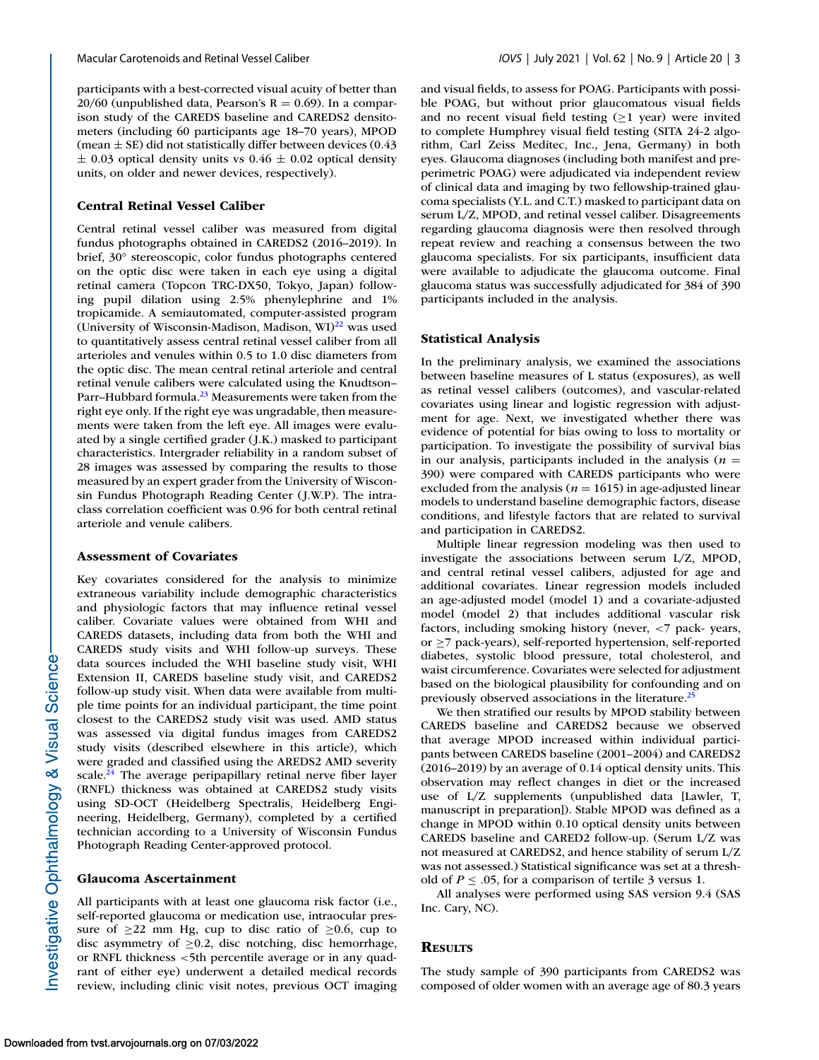participants with a best-corrected visual acuity of better than 20/60 (unpublished data, Pearson's R = 0.69). In a comparison study of the CAREDS baseline and CAREDS2 densitometers (including 60 participants age 18–70 years), MPOD (mean ± SE) did not statistically differ between devices (0.43 ± 0.03 optical density units vs 0.46 ± 0.02 optical density units, on older and newer devices, respectively).

### Central Retinal Vessel Caliber

Central retinal vessel caliber was measured from digital fundus photographs obtained in CAREDS2 (2016–2019). In brief, 30° stereoscopic, color fundus photographs centered on the optic disc were taken in each eye using a digital retinal camera (Topcon TRC-DX50, Tokyo, Japan) following pupil dilation using 2.5% phenylephrine and 1% tropicamide. A semiautomated, computer-assisted program (University of Wisconsin-Madison, Madison, WI)[22] was used to quantitatively assess central retinal vessel caliber from all arterioles and venules within 0.5 to 1.0 disc diameters from the optic disc. The mean central retinal arteriole and central retinal venule calibers were calculated using the Knudtson–Parr–Hubbard formula.[23] Measurements were taken from the right eye only. If the right eye was ungradable, then measurements were taken from the left eye. All images were evaluated by a single certified grader (J.K.) masked to participant characteristics. Intergrader reliability in a random subset of 28 images was assessed by comparing the results to those measured by an expert grader from the University of Wisconsin Fundus Photograph Reading Center (J.W.P). The intraclass correlation coefficient was 0.96 for both central retinal arteriole and venule calibers.

### Assessment of Covariates

Key covariates considered for the analysis to minimize extraneous variability include demographic characteristics and physiologic factors that may influence retinal vessel caliber. Covariate values were obtained from WHI and CAREDS datasets, including data from both the WHI and CAREDS study visits and WHI follow-up surveys. These data sources included the WHI baseline study visit, WHI Extension II, CAREDS baseline study visit, and CAREDS2 follow-up study visit. When data were available from multiple time points for an individual participant, the time point closest to the CAREDS2 study visit was used. AMD status was assessed via digital fundus images from CAREDS2 study visits (described elsewhere in this article), which were graded and classified using the AREDS2 AMD severity scale.[24] The average peripapillary retinal nerve fiber layer (RNFL) thickness was obtained at CAREDS2 study visits using SD-OCT (Heidelberg Spectralis, Heidelberg Engineering, Heidelberg, Germany), completed by a certified technician according to a University of Wisconsin Fundus Photograph Reading Center-approved protocol.

### Glaucoma Ascertainment

All participants with at least one glaucoma risk factor (i.e., self-reported glaucoma or medication use, intraocular pressure of ≥22 mm Hg, cup to disc ratio of ≥0.6, cup to disc asymmetry of ≥0.2, disc notching, disc hemorrhage, or RNFL thickness <5th percentile average or in any quadrant of either eye) underwent a detailed medical records review, including clinic visit notes, previous OCT imaging and visual fields, to assess for POAG. Participants with possible POAG, but without prior glaucomatous visual fields and no recent visual field testing (≥1 year) were invited to complete Humphrey visual field testing (SITA 24-2 algorithm, Carl Zeiss Meditec, Inc., Jena, Germany) in both eyes. Glaucoma diagnoses (including both manifest and preperimetric POAG) were adjudicated via independent review of clinical data and imaging by two fellowship-trained glaucoma specialists (Y.L. and C.T.) masked to participant data on serum L/Z, MPOD, and retinal vessel caliber. Disagreements regarding glaucoma diagnosis were then resolved through repeat review and reaching a consensus between the two glaucoma specialists. For six participants, insufficient data were available to adjudicate the glaucoma outcome. Final glaucoma status was successfully adjudicated for 384 of 390 participants included in the analysis.

### Statistical Analysis

In the preliminary analysis, we examined the associations between baseline measures of L status (exposures), as well as retinal vessel calibers (outcomes), and vascular-related covariates using linear and logistic regression with adjustment for age. Next, we investigated whether there was evidence of potential for bias owing to loss to mortality or participation. To investigate the possibility of survival bias in our analysis, participants included in the analysis ($n$ = 390) were compared with CAREDS participants who were excluded from the analysis ($n$ = 1615) in age-adjusted linear models to understand baseline demographic factors, disease conditions, and lifestyle factors that are related to survival and participation in CAREDS2.

Multiple linear regression modeling was then used to investigate the associations between serum L/Z, MPOD, and central retinal vessel calibers, adjusted for age and additional covariates. Linear regression models included an age-adjusted model (model 1) and a covariate-adjusted model (model 2) that includes additional vascular risk factors, including smoking history (never, <7 pack- years, or ≥7 pack-years), self-reported hypertension, self-reported diabetes, systolic blood pressure, total cholesterol, and waist circumference. Covariates were selected for adjustment based on the biological plausibility for confounding and on previously observed associations in the literature.[25]

We then stratified our results by MPOD stability between CAREDS baseline and CAREDS2 because we observed that average MPOD increased within individual participants between CAREDS baseline (2001–2004) and CAREDS2 (2016–2019) by an average of 0.14 optical density units. This observation may reflect changes in diet or the increased use of L/Z supplements (unpublished data [Lawler, T, manuscript in preparation]). Stable MPOD was defined as a change in MPOD within 0.10 optical density units between CAREDS baseline and CARED2 follow-up. (Serum L/Z was not measured at CAREDS2, and hence stability of serum L/Z was not assessed.) Statistical significance was set at a threshold of $P \leq .05$, for a comparison of tertile 3 versus 1.

All analyses were performed using SAS version 9.4 (SAS Inc. Cary, NC).

## Results

The study sample of 390 participants from CAREDS2 was composed of older women with an average age of 80.3 years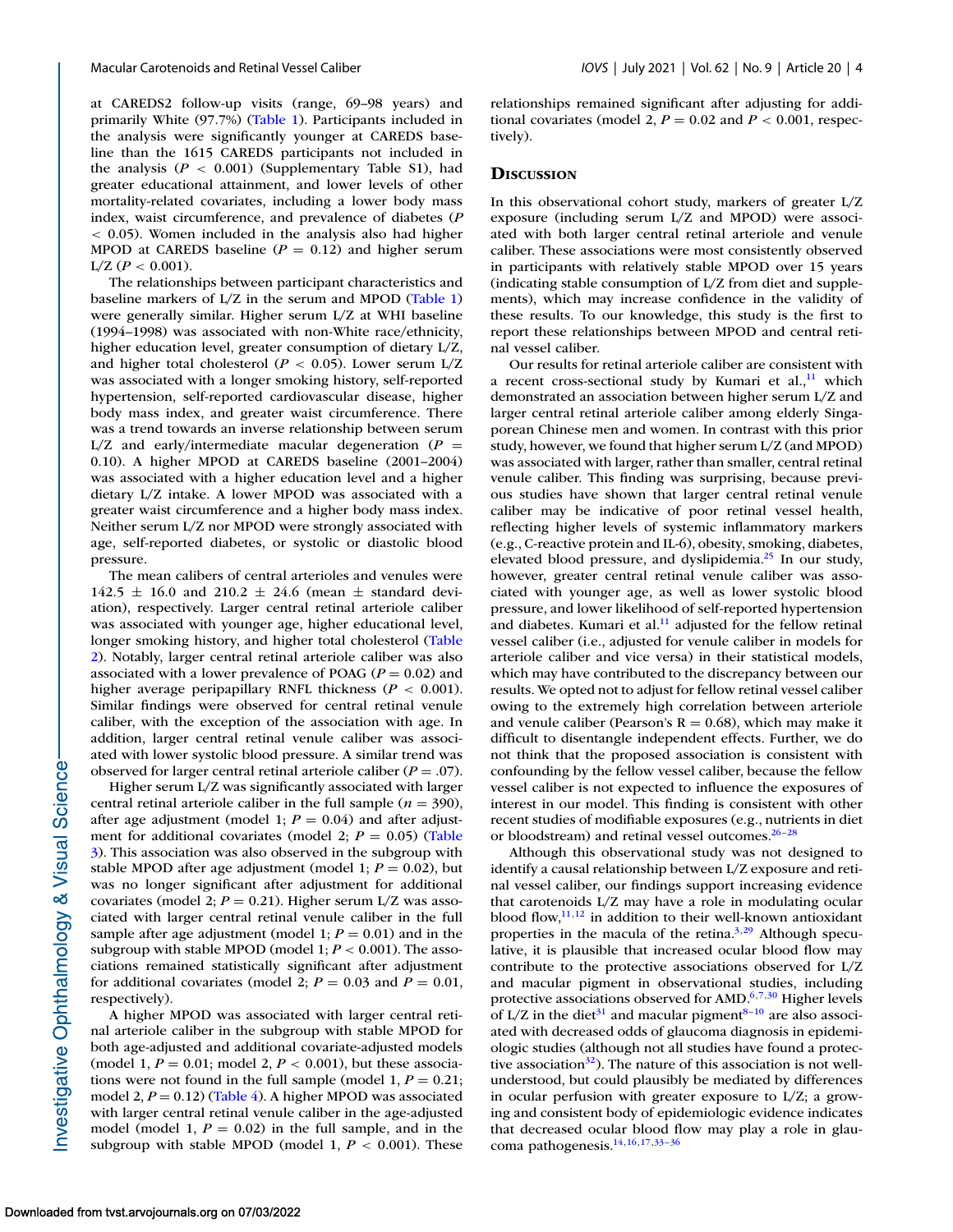at CAREDS2 follow-up visits (range, 69–98 years) and primarily White (97.7%) (Table 1). Participants included in the analysis were significantly younger at CAREDS baseline than the 1615 CAREDS participants not included in the analysis ($P < 0.001$) (Supplementary Table S1), had greater educational attainment, and lower levels of other mortality-related covariates, including a lower body mass index, waist circumference, and prevalence of diabetes ($P < 0.05$). Women included in the analysis also had higher MPOD at CAREDS baseline ($P = 0.12$) and higher serum L/Z ($P < 0.001$).

The relationships between participant characteristics and baseline markers of L/Z in the serum and MPOD (Table 1) were generally similar. Higher serum L/Z at WHI baseline (1994–1998) was associated with non-White race/ethnicity, higher education level, greater consumption of dietary L/Z, and higher total cholesterol ($P < 0.05$). Lower serum L/Z was associated with a longer smoking history, self-reported hypertension, self-reported cardiovascular disease, higher body mass index, and greater waist circumference. There was a trend towards an inverse relationship between serum L/Z and early/intermediate macular degeneration ($P = 0.10$). A higher MPOD at CAREDS baseline (2001–2004) was associated with a higher education level and a higher dietary L/Z intake. A lower MPOD was associated with a greater waist circumference and a higher body mass index. Neither serum L/Z nor MPOD were strongly associated with age, self-reported diabetes, or systolic or diastolic blood pressure.

The mean calibers of central arterioles and venules were 142.5 ± 16.0 and 210.2 ± 24.6 (mean ± standard deviation), respectively. Larger central retinal arteriole caliber was associated with younger age, higher educational level, longer smoking history, and higher total cholesterol (Table 2). Notably, larger central retinal arteriole caliber was also associated with a lower prevalence of POAG ($P = 0.02$) and higher average peripapillary RNFL thickness ($P < 0.001$). Similar findings were observed for central retinal venule caliber, with the exception of the association with age. In addition, larger central retinal venule caliber was associated with lower systolic blood pressure. A similar trend was observed for larger central retinal arteriole caliber ($P = .07$).

Higher serum L/Z was significantly associated with larger central retinal arteriole caliber in the full sample ($n = 390$), after age adjustment (model 1; $P = 0.04$) and after adjustment for additional covariates (model 2; $P = 0.05$) (Table 3). This association was also observed in the subgroup with stable MPOD after age adjustment (model 1; $P = 0.02$), but was no longer significant after adjustment for additional covariates (model 2; $P = 0.21$). Higher serum L/Z was associated with larger central retinal venule caliber in the full sample after age adjustment (model 1; $P = 0.01$) and in the subgroup with stable MPOD (model 1; $P < 0.001$). The associations remained statistically significant after adjustment for additional covariates (model 2; $P = 0.03$ and $P = 0.01$, respectively).

A higher MPOD was associated with larger central retinal arteriole caliber in the subgroup with stable MPOD for both age-adjusted and additional covariate-adjusted models (model 1, $P = 0.01$; model 2, $P < 0.001$), but these associations were not found in the full sample (model 1, $P = 0.21$; model 2, $P = 0.12$) (Table 4). A higher MPOD was associated with larger central retinal venule caliber in the age-adjusted model (model 1, $P = 0.02$) in the full sample, and in the subgroup with stable MPOD (model 1, $P < 0.001$). These relationships remained significant after adjusting for additional covariates (model 2, $P = 0.02$ and $P < 0.001$, respectively).

## Discussion

In this observational cohort study, markers of greater L/Z exposure (including serum L/Z and MPOD) were associated with both larger central retinal arteriole and venule caliber. These associations were most consistently observed in participants with relatively stable MPOD over 15 years (indicating stable consumption of L/Z from diet and supplements), which may increase confidence in the validity of these results. To our knowledge, this study is the first to report these relationships between MPOD and central retinal vessel caliber.

Our results for retinal arteriole caliber are consistent with a recent cross-sectional study by Kumari et al.,[11] which demonstrated an association between higher serum L/Z and larger central retinal arteriole caliber among elderly Singaporean Chinese men and women. In contrast with this prior study, however, we found that higher serum L/Z (and MPOD) was associated with larger, rather than smaller, central retinal venule caliber. This finding was surprising, because previous studies have shown that larger central retinal venule caliber may be indicative of poor retinal vessel health, reflecting higher levels of systemic inflammatory markers (e.g., C-reactive protein and IL-6), obesity, smoking, diabetes, elevated blood pressure, and dyslipidemia.[25] In our study, however, greater central retinal venule caliber was associated with younger age, as well as lower systolic blood pressure, and lower likelihood of self-reported hypertension and diabetes. Kumari et al.[11] adjusted for the fellow retinal vessel caliber (i.e., adjusted for venule caliber in models for arteriole caliber and vice versa) in their statistical models, which may have contributed to the discrepancy between our results. We opted not to adjust for fellow retinal vessel caliber owing to the extremely high correlation between arteriole and venule caliber (Pearson's R = 0.68), which may make it difficult to disentangle independent effects. Further, we do not think that the proposed association is consistent with confounding by the fellow vessel caliber, because the fellow vessel caliber is not expected to influence the exposures of interest in our model. This finding is consistent with other recent studies of modifiable exposures (e.g., nutrients in diet or bloodstream) and retinal vessel outcomes.[26–28]

Although this observational study was not designed to identify a causal relationship between L/Z exposure and retinal vessel caliber, our findings support increasing evidence that carotenoids L/Z may have a role in modulating ocular blood flow,[11,12] in addition to their well-known antioxidant properties in the macula of the retina.[3,29] Although speculative, it is plausible that increased ocular blood flow may contribute to the protective associations observed for L/Z and macular pigment in observational studies, including protective associations observed for AMD.[6,7,30] Higher levels of L/Z in the diet[31] and macular pigment[8–10] are also associated with decreased odds of glaucoma diagnosis in epidemiologic studies (although not all studies have found a protective association[32]). The nature of this association is not well-understood, but could plausibly be mediated by differences in ocular perfusion with greater exposure to L/Z; a growing and consistent body of epidemiologic evidence indicates that decreased ocular blood flow may play a role in glaucoma pathogenesis.[14,16,17,33–36]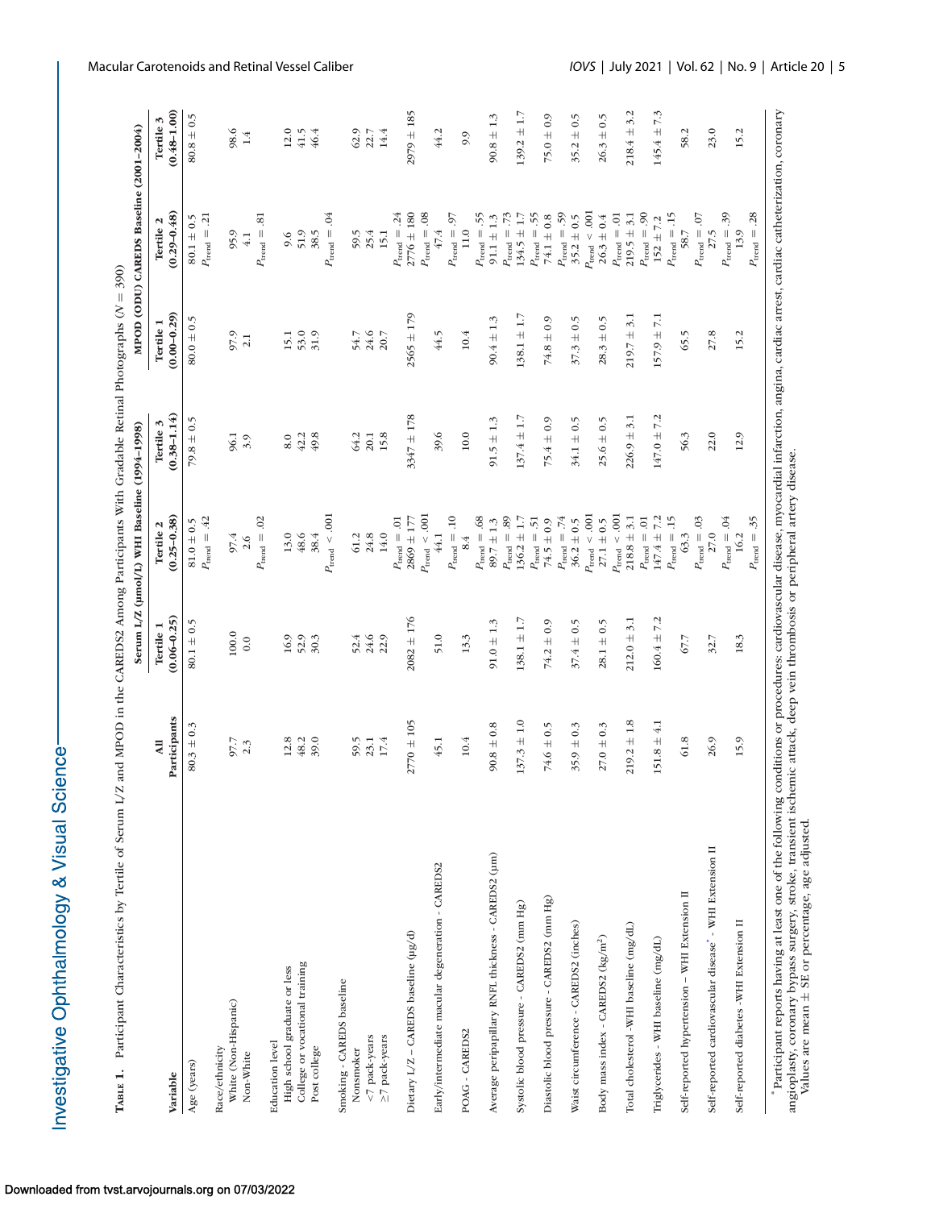**Table 1.** Participant Characteristics by Tertile of Serum L/Z and MPOD in the CAREDS2 Among Participants With Gradable Retinal Photographs (N = 390)

| Variable | All Participants | Serum L/Z (µmol/L) WHI Baseline (1994–1998) | | | MPOD (ODU) CAREDS Baseline (2001–2004) | | |
|---|---|---|---|---|---|---|---|
| | | Tertile 1 (0.06–0.25) | Tertile 2 (0.25–0.38) | Tertile 3 (0.38–1.14) | Tertile 1 (0.00–0.29) | Tertile 2 (0.29–0.48) | Tertile 3 (0.48–1.00) |
| Age (years) | 80.3 ± 0.3 | 80.1 ± 0.5 | 81.0 ± 0.5 $P_{trend}$ = .42 | 79.8 ± 0.5 | 80.0 ± 0.5 | 80.1 ± 0.5 $P_{trend}$ = .21 | 80.8 ± 0.5 |
| Race/ethnicity | | | | | | | |
| White (Non-Hispanic) | 97.7 | 100.0 | 97.4 | 96.1 | 97.9 | 95.9 | 98.6 |
| Non-White | 2.3 | 0.0 | 2.6 $P_{trend}$ = .02 | 3.9 | 2.1 | 4.1 $P_{trend}$ = .81 | 1.4 |
| Education level | | | | | | | |
| High school graduate or less | 12.8 | 16.9 | 13.0 | 8.0 | 15.1 | 9.6 | 12.0 |
| College or vocational training | 48.2 | 52.9 | 48.6 | 42.2 | 53.0 | 51.9 | 41.5 |
| Post college | 39.0 | 30.3 | 38.4 $P_{trend}$ < .001 | 49.8 | 31.9 | 38.5 $P_{trend}$ = .04 | 46.4 |
| Smoking - CAREDS baseline | | | | | | | |
| Nonsmoker | 59.5 | 52.4 | 61.2 | 64.2 | 54.7 | 59.5 | 62.9 |
| <7 pack-years | 23.1 | 24.6 | 24.8 | 20.1 | 24.6 | 25.4 | 22.7 |
| ≥7 pack-years | 17.4 | 22.9 | 14.0 $P_{trend}$ = .01 | 15.8 | 20.7 | 15.1 $P_{trend}$ = .24 | 14.4 |
| Dietary L/Z – CAREDS baseline (µg/d) | 2770 ± 105 | 2082 ± 176 | 2869 ± 177 $P_{trend}$ < .001 | 3347 ± 178 | 2565 ± 179 | 2776 ± 180 $P_{trend}$ = .08 | 2979 ± 185 |
| Early/intermediate macular degeneration - CAREDS2 | 45.1 | 51.0 | 44.1 $P_{trend}$ = .10 | 39.6 | 44.5 | 47.4 $P_{trend}$ = .97 | 44.2 |
| POAG - CAREDS2 | 10.4 | 13.3 | 8.4 $P_{trend}$ = .68 | 10.0 | 10.4 | 11.0 $P_{trend}$ = .55 | 9.9 |
| Average peripapillary RNFL thickness - CAREDS2 (µm) | 90.8 ± 0.8 | 91.0 ± 1.3 | 89.7 ± 1.3 $P_{trend}$ = .89 | 91.5 ± 1.3 | 90.4 ± 1.3 | 91.1 ± 1.3 $P_{trend}$ = .73 | 90.8 ± 1.3 |
| Systolic blood pressure - CAREDS2 (mm Hg) | 137.3 ± 1.0 | 138.1 ± 1.7 | 136.2 ± 1.7 $P_{trend}$ = .51 | 137.4 ± 1.7 | 138.1 ± 1.7 | 134.5 ± 1.7 $P_{trend}$ = .55 | 139.2 ± 1.7 |
| Diastolic blood pressure - CAREDS2 (mm Hg) | 74.6 ± 0.5 | 74.2 ± 0.9 | 74.5 ± 0.9 $P_{trend}$ = .74 | 75.4 ± 0.9 | 74.8 ± 0.9 | 74.1 ± 0.8 $P_{trend}$ = .59 | 75.0 ± 0.9 |
| Waist circumference - CAREDS2 (inches) | 35.9 ± 0.3 | 37.4 ± 0.5 | 36.2 ± 0.5 $P_{trend}$ < .001 | 34.1 ± 0.5 | 37.3 ± 0.5 | 35.2 ± 0.5 $P_{trend}$ < .001 | 35.2 ± 0.5 |
| Body mass index - CAREDS2 (kg/m$^2$) | 27.0 ± 0.3 | 28.1 ± 0.5 | 27.1 ± 0.5 $P_{trend}$ < .001 | 25.6 ± 0.5 | 28.3 ± 0.5 | 26.3 ± 0.4 $P_{trend}$ = .01 | 26.3 ± 0.5 |
| Total cholesterol -WHI baseline (mg/dL) | 219.2 ± 1.8 | 212.0 ± 3.1 | 218.8 ± 3.1 $P_{trend}$ = .01 | 226.9 ± 3.1 | 219.7 ± 3.1 | 219.5 ± 3.1 $P_{trend}$ = .90 | 218.4 ± 3.2 |
| Triglycerides - WHI baseline (mg/dL) | 151.8 ± 4.1 | 160.4 ± 7.2 | 147.4 ± 7.2 $P_{trend}$ = .15 | 147.0 ± 7.2 | 157.9 ± 7.1 | 152 ± 7.2 $P_{trend}$ = .15 | 145.4 ± 7.3 |
| Self-reported hypertension – WHI Extension II | 61.8 | 67.7 | 63.3 $P_{trend}$ = .03 | 56.3 | 65.5 | 58.7 $P_{trend}$ = .07 | 58.2 |
| Self-reported cardiovascular disease* - WHI Extension II | 26.9 | 32.7 | 27.0 $P_{trend}$ = .04 | 22.0 | 27.8 | 27.5 $P_{trend}$ = .39 | 23.0 |
| Self-reported diabetes -WHI Extension II | 15.9 | 18.3 | 16.2 $P_{trend}$ = .35 | 12.9 | 15.2 | 13.9 $P_{trend}$ = .28 | 15.2 |

\* Participant reports having at least one of the following conditions or procedures: cardiovascular disease, myocardial infarction, angina, cardiac arrest, cardiac catheterization, coronary angioplasty, coronary bypass surgery, stroke, transient ischemic attack, deep vein thrombosis or peripheral artery disease.
Values are mean ± SE or percentage, age adjusted.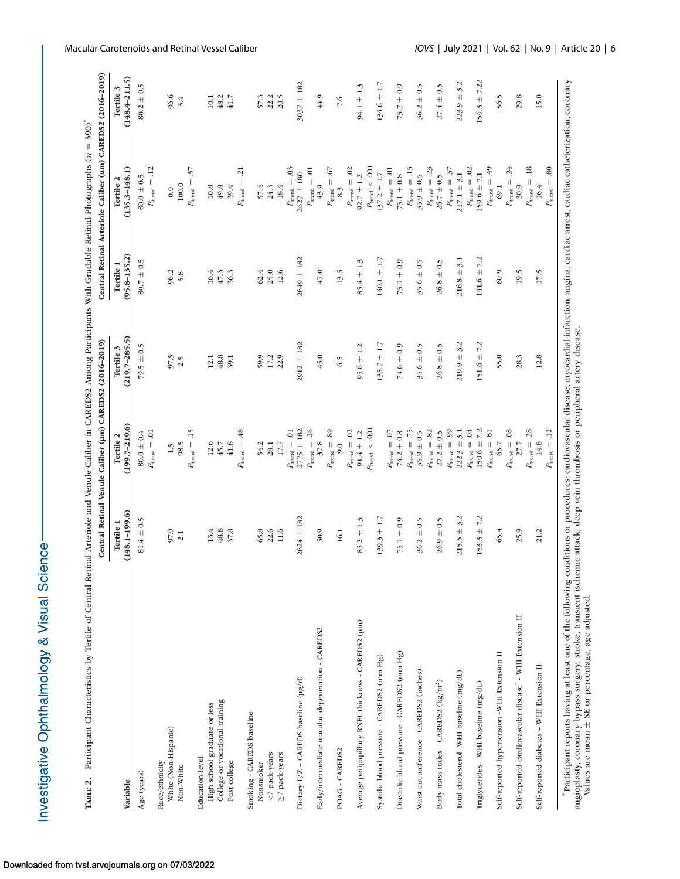**Table 2.** Participant Characteristics by Tertile of Central Retinal Arteriole and Venule Caliber in CAREDS2 Among Participants With Gradable Retinal Photographs ($n$ = 390)*

| Variable | Central Retinal Venule Caliber (µm) CAREDS2 (2016–2019) | | | Central Retinal Arteriole Caliber (µm) CAREDS2 (2016–2019) | | |
|---|---|---|---|---|---|---|
| | Tertile 1 (148.1–199.6) | Tertile 2 (199.7–219.6) | Tertile 3 (219.7–285.5) | Tertile 1 (95.8–135.2) | Tertile 2 (135.3–148.1) | Tertile 3 (148.4–211.5) |
| Age (years) | 81.4 ± 0.5 | 80.0 ± 0.4 $P_{trend}$ = .01 | 79.5 ± 0.5 | 80.7 ± 0.5 | 80.0 ± 0.5 $P_{trend}$ = .12 | 80.2 ± 0.5 |
| Race/ethnicity | | | | | | |
| White (Non-Hispanic) | 97.9 | 1.5 | 97.5 | 96.2 | 0.0 | 96.6 |
| Non-White | 2.1 | 98.5 $P_{trend}$ = .15 | 2.5 | 3.8 | 100.0 $P_{trend}$ = .57 | 3.4 |
| Education level | | | | | | |
| High school graduate or less | 13.4 | 12.6 | 12.1 | 16.4 | 10.8 | 10.1 |
| College or vocational training | 48.8 | 45.7 | 48.8 | 47.3 | 49.8 | 48.2 |
| Post college | 37.8 | 41.8 $P_{trend}$ = .48 | 39.1 | 36.3 | 39.4 $P_{trend}$ = .21 | 41.7 |
| Smoking - CAREDS baseline | | | | | | |
| Nonsmoker | 65.8 | 54.2 | 59.9 | 62.4 | 57.4 | 57.3 |
| <7 pack-years | 22.6 | 28.1 | 17.2 | 25.0 | 24.3 | 22.2 |
| ≥7 pack-years | 11.6 | 17.7 $P_{trend}$ = .01 | 22.9 | 12.6 | 18.4 $P_{trend}$ = .03 | 20.5 |
| Dietary L/Z – CAREDS baseline (µg/d) | 2624 ± 182 | 2775 ± 182 $P_{trend}$ = .26 | 2912 ± 182 | 2649 ± 182 | 2627 ± 180 $P_{trend}$ = .01 | 3037 ± 182 |
| Early/intermediate macular degeneration - CAREDS2 | 50.9 | 37.8 $P_{trend}$ = .89 | 45.0 | 47.0 | 43.9 $P_{trend}$ = .67 | 44.9 |
| POAG - CAREDS2 | 16.1 | 9.0 $P_{trend}$ = .02 | 6.5 | 13.5 | 8.3 $P_{trend}$ = .02 | 7.6 |
| Average peripapillary RNFL thickness - CAREDS2 (µm) | 85.2 ± 1.3 | 91.4 ± 1.2 $P_{trend}$ < .001 | 95.6 ± 1.2 | 85.4 ± 1.3 | 92.7 ± 1.2 $P_{trend}$ < .001 | 94.1 ± 1.3 |
| Systolic blood pressure - CAREDS2 (mm Hg) | 139.3 ± 1.7 | $P_{trend}$ = .07 | 135.7 ± 1.7 | 140.1 ± 1.7 | 137.2 ± 1.7 $P_{trend}$ = .01 | 134.6 ± 1.7 |
| Diastolic blood pressure - CAREDS2 (mm Hg) | 75.1 ± 0.9 | 74.2 ± 0.8 $P_{trend}$ = .75 | 74.6 ± 0.9 | 75.1 ± 0.9 | 75.1 ± 0.8 $P_{trend}$ = .15 | 73.7 ± 0.9 |
| Waist circumference - CAREDS2 (inches) | 36.2 ± 0.5 | 35.9 ± 0.5 $P_{trend}$ = .82 | 35.6 ± 0.5 | 35.6 ± 0.5 | 35.9 ± 0.5 $P_{trend}$ = .23 | 36.2 ± 0.5 |
| Body mass index - CAREDS2 (kg/m$^2$) | 26.9 ± 0.5 | 27.2 ± 0.5 $P_{trend}$ = .99 | 26.8 ± 0.5 | 26.8 ± 0.5 | 26.7 ± 0.5 $P_{trend}$ = .37 | 27.4 ± 0.5 |
| Total cholesterol -WHI baseline (mg/dL) | 215.5 ± 3.2 | 222.3 ± 3.1 $P_{trend}$ = .04 | 219.9 ± 3.2 | 216.8 ± 3.1 | 217.1 ± 3.1 $P_{trend}$ = .02 | 223.9 ± 3.2 |
| Triglycerides - WHI baseline (mg/dL) | 153.3 ± 7.2 | 150.6 ± 7.2 $P_{trend}$ = .81 | 151.6 ± 7.2 | 141.6 ± 7.2 | 159.6 ± 7.1 $P_{trend}$ = .49 | 154.3 ± 7.22 |
| Self-reported hypertension -WHI Extension II | 65.4 | 65.7 $P_{trend}$ = .08 | 55.0 | 60.9 | 69.1 $P_{trend}$ = .24 | 56.5 |
| Self-reported cardiovascular disease* - WHI Extension II | 25.9 | 27.7 $P_{trend}$ = .28 | 28.3 | 19.5 | 30.9 $P_{trend}$ = .18 | 29.8 |
| Self-reported diabetes – WHI Extension II | 21.2 | 14.8 $P_{trend}$ = .12 | 12.8 | 17.5 | 16.4 $P_{trend}$ = .80 | 15.0 |

* Participant reports having at least one of the following conditions or procedures: cardiovascular disease, myocardial infarction, angina, cardiac arrest, cardiac catheterization, coronary angioplasty, coronary bypass surgery, stroke, transient ischemic attack, deep vein thrombosis or peripheral artery disease.

Values are mean ± SE or percentage, age adjusted.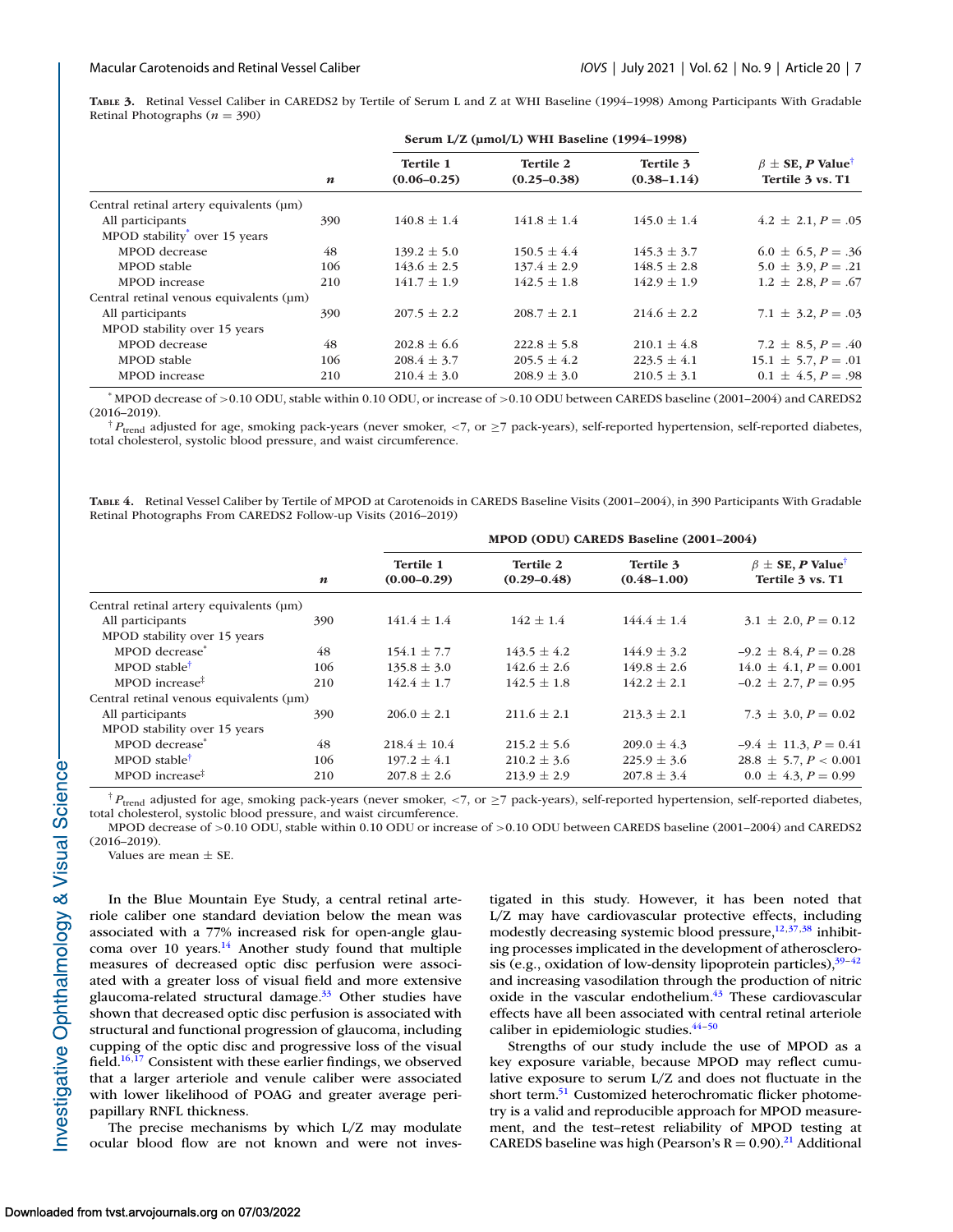**Table 3.** Retinal Vessel Caliber in CAREDS2 by Tertile of Serum L and Z at WHI Baseline (1994–1998) Among Participants With Gradable Retinal Photographs ($n = 390$)

| | $n$ | Serum L/Z (µmol/L) WHI Baseline (1994–1998) | | | |
|---|---|---|---|---|---|
| | | Tertile 1 (0.06–0.25) | Tertile 2 (0.25–0.38) | Tertile 3 (0.38–1.14) | $\beta \pm$ SE, $P$ Value[†] Tertile 3 vs. T1 |
| Central retinal artery equivalents (µm) | | | | | |
| All participants | 390 | 140.8 ± 1.4 | 141.8 ± 1.4 | 145.0 ± 1.4 | 4.2 ± 2.1, $P$ = .05 |
| MPOD stability[*] over 15 years | | | | | |
| MPOD decrease | 48 | 139.2 ± 5.0 | 150.5 ± 4.4 | 145.3 ± 3.7 | 6.0 ± 6.5, $P$ = .36 |
| MPOD stable | 106 | 143.6 ± 2.5 | 137.4 ± 2.9 | 148.5 ± 2.8 | 5.0 ± 3.9, $P$ = .21 |
| MPOD increase | 210 | 141.7 ± 1.9 | 142.5 ± 1.8 | 142.9 ± 1.9 | 1.2 ± 2.8, $P$ = .67 |
| Central retinal venous equivalents (µm) | | | | | |
| All participants | 390 | 207.5 ± 2.2 | 208.7 ± 2.1 | 214.6 ± 2.2 | 7.1 ± 3.2, $P$ = .03 |
| MPOD stability over 15 years | | | | | |
| MPOD decrease | 48 | 202.8 ± 6.6 | 222.8 ± 5.8 | 210.1 ± 4.8 | 7.2 ± 8.5, $P$ = .40 |
| MPOD stable | 106 | 208.4 ± 3.7 | 205.5 ± 4.2 | 223.5 ± 4.1 | 15.1 ± 5.7, $P$ = .01 |
| MPOD increase | 210 | 210.4 ± 3.0 | 208.9 ± 3.0 | 210.5 ± 3.1 | 0.1 ± 4.5, $P$ = .98 |

[*] MPOD decrease of >0.10 ODU, stable within 0.10 ODU, or increase of >0.10 ODU between CAREDS baseline (2001–2004) and CAREDS2 (2016–2019).

[†] $P_{trend}$ adjusted for age, smoking pack-years (never smoker, <7, or ≥7 pack-years), self-reported hypertension, self-reported diabetes, total cholesterol, systolic blood pressure, and waist circumference.

**Table 4.** Retinal Vessel Caliber by Tertile of MPOD at Carotenoids in CAREDS Baseline Visits (2001–2004), in 390 Participants With Gradable Retinal Photographs From CAREDS2 Follow-up Visits (2016–2019)

| | $n$ | MPOD (ODU) CAREDS Baseline (2001–2004) | | | |
|---|---|---|---|---|---|
| | | Tertile 1 (0.00–0.29) | Tertile 2 (0.29–0.48) | Tertile 3 (0.48–1.00) | $\beta \pm$ SE, $P$ Value[†] Tertile 3 vs. T1 |
| Central retinal artery equivalents (µm) | | | | | |
| All participants | 390 | 141.4 ± 1.4 | 142 ± 1.4 | 144.4 ± 1.4 | 3.1 ± 2.0, $P$ = 0.12 |
| MPOD stability over 15 years | | | | | |
| MPOD decrease[*] | 48 | 154.1 ± 7.7 | 143.5 ± 4.2 | 144.9 ± 3.2 | −9.2 ± 8.4, $P$ = 0.28 |
| MPOD stable[†] | 106 | 135.8 ± 3.0 | 142.6 ± 2.6 | 149.8 ± 2.6 | 14.0 ± 4.1, $P$ = 0.001 |
| MPOD increase[‡] | 210 | 142.4 ± 1.7 | 142.5 ± 1.8 | 142.2 ± 2.1 | −0.2 ± 2.7, $P$ = 0.95 |
| Central retinal venous equivalents (µm) | | | | | |
| All participants | 390 | 206.0 ± 2.1 | 211.6 ± 2.1 | 213.3 ± 2.1 | 7.3 ± 3.0, $P$ = 0.02 |
| MPOD stability over 15 years | | | | | |
| MPOD decrease[*] | 48 | 218.4 ± 10.4 | 215.2 ± 5.6 | 209.0 ± 4.3 | −9.4 ± 11.3, $P$ = 0.41 |
| MPOD stable[†] | 106 | 197.2 ± 4.1 | 210.2 ± 3.6 | 225.9 ± 3.6 | 28.8 ± 5.7, $P$ < 0.001 |
| MPOD increase[‡] | 210 | 207.8 ± 2.6 | 213.9 ± 2.9 | 207.8 ± 3.4 | 0.0 ± 4.3, $P$ = 0.99 |

[†] $P_{trend}$ adjusted for age, smoking pack-years (never smoker, <7, or ≥7 pack-years), self-reported hypertension, self-reported diabetes, total cholesterol, systolic blood pressure, and waist circumference.

MPOD decrease of >0.10 ODU, stable within 0.10 ODU or increase of >0.10 ODU between CAREDS baseline (2001–2004) and CAREDS2 (2016–2019).

Values are mean ± SE.

In the Blue Mountain Eye Study, a central retinal arteriole caliber one standard deviation below the mean was associated with a 77% increased risk for open-angle glaucoma over 10 years.[14] Another study found that multiple measures of decreased optic disc perfusion were associated with a greater loss of visual field and more extensive glaucoma-related structural damage.[33] Other studies have shown that decreased optic disc perfusion is associated with structural and functional progression of glaucoma, including cupping of the optic disc and progressive loss of the visual field.[16,17] Consistent with these earlier findings, we observed that a larger arteriole and venule caliber were associated with lower likelihood of POAG and greater average peripapillary RNFL thickness.

The precise mechanisms by which L/Z may modulate ocular blood flow are not known and were not investigated in this study. However, it has been noted that L/Z may have cardiovascular protective effects, including modestly decreasing systemic blood pressure,[12,37,38] inhibiting processes implicated in the development of atherosclerosis (e.g., oxidation of low-density lipoprotein particles),[39–42] and increasing vasodilation through the production of nitric oxide in the vascular endothelium.[43] These cardiovascular effects have all been associated with central retinal arteriole caliber in epidemiologic studies.[44–50]

Strengths of our study include the use of MPOD as a key exposure variable, because MPOD may reflect cumulative exposure to serum L/Z and does not fluctuate in the short term.[51] Customized heterochromatic flicker photometry is a valid and reproducible approach for MPOD measurement, and the test–retest reliability of MPOD testing at CAREDS baseline was high (Pearson's R = 0.90).[21] Additional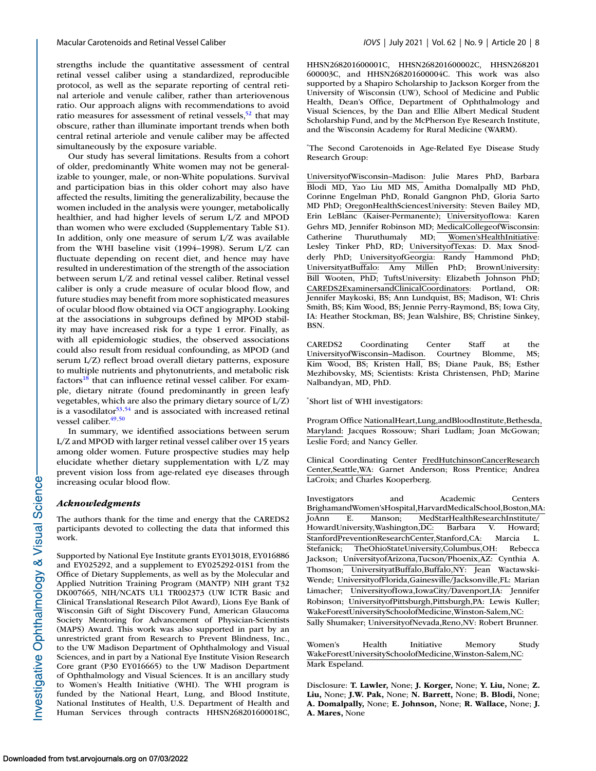strengths include the quantitative assessment of central retinal vessel caliber using a standardized, reproducible protocol, as well as the separate reporting of central retinal arteriole and venule caliber, rather than arteriovenous ratio. Our approach aligns with recommendations to avoid ratio measures for assessment of retinal vessels,[52] that may obscure, rather than illuminate important trends when both central retinal arteriole and venule caliber may be affected simultaneously by the exposure variable.

Our study has several limitations. Results from a cohort of older, predominantly White women may not be generalizable to younger, male, or non-White populations. Survival and participation bias in this older cohort may also have affected the results, limiting the generalizability, because the women included in the analysis were younger, metabolically healthier, and had higher levels of serum L/Z and MPOD than women who were excluded (Supplementary Table S1). In addition, only one measure of serum L/Z was available from the WHI baseline visit (1994–1998). Serum L/Z can fluctuate depending on recent diet, and hence may have resulted in underestimation of the strength of the association between serum L/Z and retinal vessel caliber. Retinal vessel caliber is only a crude measure of ocular blood flow, and future studies may benefit from more sophisticated measures of ocular blood flow obtained via OCT angiography. Looking at the associations in subgroups defined by MPOD stability may have increased risk for a type 1 error. Finally, as with all epidemiologic studies, the observed associations could also result from residual confounding, as MPOD (and serum L/Z) reflect broad overall dietary patterns, exposure to multiple nutrients and phytonutrients, and metabolic risk factors[18] that can influence retinal vessel caliber. For example, dietary nitrate (found predominantly in green leafy vegetables, which are also the primary dietary source of L/Z) is a vasodilator[53,54] and is associated with increased retinal vessel caliber.[49,50]

In summary, we identified associations between serum L/Z and MPOD with larger retinal vessel caliber over 15 years among older women. Future prospective studies may help elucidate whether dietary supplementation with L/Z may prevent vision loss from age-related eye diseases through increasing ocular blood flow.

## *Acknowledgments*

The authors thank for the time and energy that the CAREDS2 participants devoted to collecting the data that informed this work.

Supported by National Eye Institute grants EY013018, EY016886 and EY025292, and a supplement to EY025292-01S1 from the Office of Dietary Supplements, as well as by the Molecular and Applied Nutrition Training Program (MANTP) NIH grant T32 DK007665, NIH/NCATS UL1 TR002373 (UW ICTR Basic and Clinical Translational Research Pilot Award), Lions Eye Bank of Wisconsin Gift of Sight Discovery Fund, American Glaucoma Society Mentoring for Advancement of Physician-Scientists (MAPS) Award. This work was also supported in part by an unrestricted grant from Research to Prevent Blindness, Inc., to the UW Madison Department of Ophthalmology and Visual Sciences, and in part by a National Eye Institute Vision Research Core grant (P30 EY016665) to the UW Madison Department of Ophthalmology and Visual Sciences. It is an ancillary study to Women's Health Initiative (WHI). The WHI program is funded by the National Heart, Lung, and Blood Institute, National Institutes of Health, U.S. Department of Health and Human Services through contracts HHSN268201600018C, HHSN268201600001C, HHSN268201600002C, HHSN268201600003C, and HHSN268201600004C. This work was also supported by a Shapiro Scholarship to Jackson Korger from the University of Wisconsin (UW), School of Medicine and Public Health, Dean's Office, Department of Ophthalmology and Visual Sciences, by the Dan and Ellie Albert Medical Student Scholarship Fund, and by the McPherson Eye Research Institute, and the Wisconsin Academy for Rural Medicine (WARM).

*The Second Carotenoids in Age-Related Eye Disease Study Research Group:

UniversityofWisconsin–Madison: Julie Mares PhD, Barbara Blodi MD, Yao Liu MD MS, Amitha Domalpally MD PhD, Corinne Engelman PhD, Ronald Gangnon PhD, Gloria Sarto MD PhD; OregonHealthSciencesUniversity: Steven Bailey MD, Erin LeBlanc (Kaiser-Permanente); UniversityofIowa: Karen Gehrs MD, Jennifer Robinson MD; MedicalCollegeofWisconsin: Catherine Thuruthumaly MD; Women'sHealthInitiative: Lesley Tinker PhD, RD; UniversityofTexas: D. Max Snodderly PhD; UniversityofGeorgia: Randy Hammond PhD; UniversityatBuffalo: Amy Millen PhD; BrownUniversity: Bill Wooten, PhD; TuftsUniversity: Elizabeth Johnson PhD; CAREDS2ExaminersandClinicalCoordinators: Portland, OR: Jennifer Maykoski, BS; Ann Lundquist, BS; Madison, WI: Chris Smith, BS; Kim Wood, BS; Jennie Perry-Raymond, BS; Iowa City, IA: Heather Stockman, BS; Jean Walshire, BS; Christine Sinkey, BSN.

CAREDS2 Coordinating Center Staff at the UniversityofWisconsin–Madison. Courtney Blomme, MS; Kim Wood, BS; Kristen Hall, BS; Diane Pauk, BS; Esther Mezhibovsky, MS; Scientists: Krista Christensen, PhD; Marine Nalbandyan, MD, PhD.

*Short list of WHI investigators:

Program Office NationalHeart,Lung,andBloodInstitute,Bethesda,Maryland: Jacques Rossouw; Shari Ludlam; Joan McGowan; Leslie Ford; and Nancy Geller.

Clinical Coordinating Center FredHutchinsonCancerResearchCenter,Seattle,WA: Garnet Anderson; Ross Prentice; Andrea LaCroix; and Charles Kooperberg.

Investigators and Academic Centers BrighamandWomen'sHospital,HarvardMedicalSchool,Boston,MA: JoAnn E. Manson; MedStarHealthResearchInstitute/HowardUniversity,Washington,DC: Barbara V. Howard; StanfordPreventionResearchCenter,Stanford,CA: Marcia L. Stefanick; TheOhioStateUniversity,Columbus,OH: Rebecca Jackson; UniversityofArizona,Tucson/Phoenix,AZ: Cynthia A. Thomson; UniversityatBuffalo,Buffalo,NY: Jean Wactawski-Wende; UniversityofFlorida,Gainesville/Jacksonville,FL: Marian Limacher; UniversityofIowa,IowaCity/Davenport,IA: Jennifer Robinson; UniversityofPittsburgh,Pittsburgh,PA: Lewis Kuller; WakeForestUniversitySchoolofMedicine,Winston-Salem,NC: Sally Shumaker; UniversityofNevada,Reno,NV: Robert Brunner.

Women's Health Initiative Memory Study WakeForestUniversitySchoolofMedicine,Winston-Salem,NC: Mark Espeland.

Disclosure: **T. Lawler,** None; **J. Korger,** None; **Y. Liu,** None; **Z. Liu,** None; **J.W. Pak,** None; **N. Barrett,** None; **B. Blodi,** None; **A. Domalpally,** None; **E. Johnson,** None; **R. Wallace,** None; **J. A. Mares,** None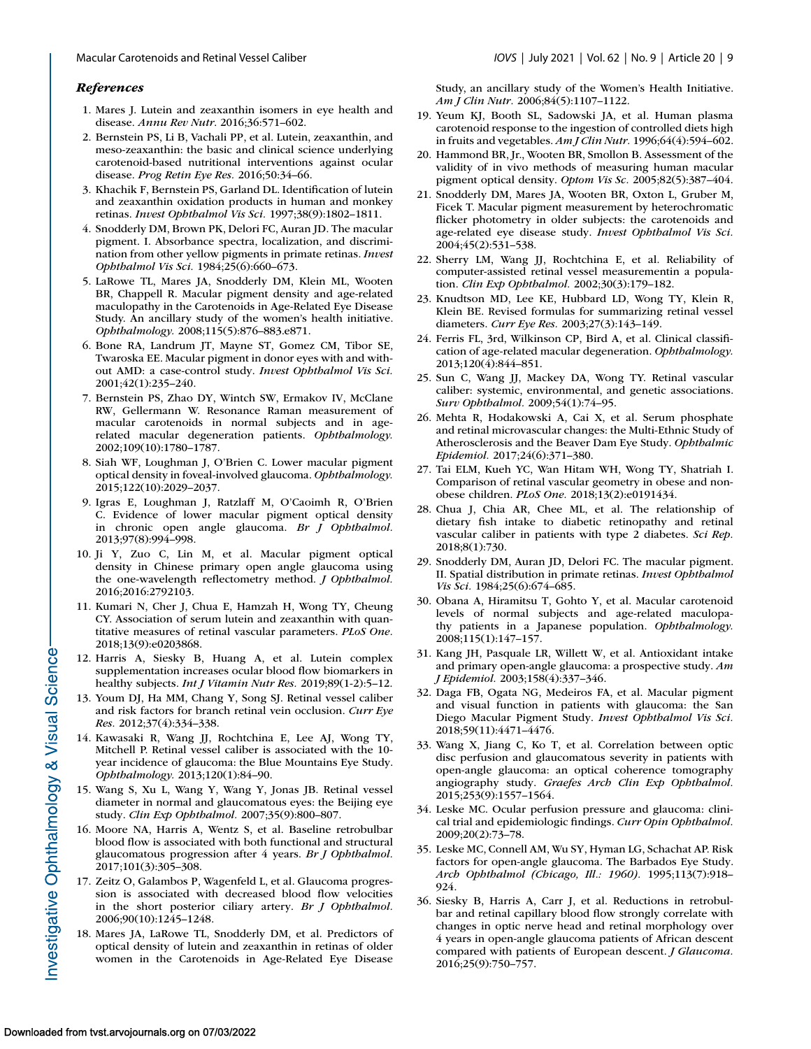### *References*

1. Mares J. Lutein and zeaxanthin isomers in eye health and disease. *Annu Rev Nutr.* 2016;36:571–602.
2. Bernstein PS, Li B, Vachali PP, et al. Lutein, zeaxanthin, and meso-zeaxanthin: the basic and clinical science underlying carotenoid-based nutritional interventions against ocular disease. *Prog Retin Eye Res.* 2016;50:34–66.
3. Khachik F, Bernstein PS, Garland DL. Identification of lutein and zeaxanthin oxidation products in human and monkey retinas. *Invest Ophthalmol Vis Sci.* 1997;38(9):1802–1811.
4. Snodderly DM, Brown PK, Delori FC, Auran JD. The macular pigment. I. Absorbance spectra, localization, and discrimination from other yellow pigments in primate retinas. *Invest Ophthalmol Vis Sci.* 1984;25(6):660–673.
5. LaRowe TL, Mares JA, Snodderly DM, Klein ML, Wooten BR, Chappell R. Macular pigment density and age-related maculopathy in the Carotenoids in Age-Related Eye Disease Study. An ancillary study of the women's health initiative. *Ophthalmology.* 2008;115(5):876–883.e871.
6. Bone RA, Landrum JT, Mayne ST, Gomez CM, Tibor SE, Twaroska EE. Macular pigment in donor eyes with and without AMD: a case-control study. *Invest Ophthalmol Vis Sci.* 2001;42(1):235–240.
7. Bernstein PS, Zhao DY, Wintch SW, Ermakov IV, McClane RW, Gellermann W. Resonance Raman measurement of macular carotenoids in normal subjects and in age-related macular degeneration patients. *Ophthalmology.* 2002;109(10):1780–1787.
8. Siah WF, Loughman J, O'Brien C. Lower macular pigment optical density in foveal-involved glaucoma. *Ophthalmology.* 2015;122(10):2029–2037.
9. Igras E, Loughman J, Ratzlaff M, O'Caoimh R, O'Brien C. Evidence of lower macular pigment optical density in chronic open angle glaucoma. *Br J Ophthalmol.* 2013;97(8):994–998.
10. Ji Y, Zuo C, Lin M, et al. Macular pigment optical density in Chinese primary open angle glaucoma using the one-wavelength reflectometry method. *J Ophthalmol.* 2016;2016:2792103.
11. Kumari N, Cher J, Chua E, Hamzah H, Wong TY, Cheung CY. Association of serum lutein and zeaxanthin with quantitative measures of retinal vascular parameters. *PLoS One.* 2018;13(9):e0203868.
12. Harris A, Siesky B, Huang A, et al. Lutein complex supplementation increases ocular blood flow biomarkers in healthy subjects. *Int J Vitamin Nutr Res.* 2019;89(1-2):5–12.
13. Youm DJ, Ha MM, Chang Y, Song SJ. Retinal vessel caliber and risk factors for branch retinal vein occlusion. *Curr Eye Res.* 2012;37(4):334–338.
14. Kawasaki R, Wang JJ, Rochtchina E, Lee AJ, Wong TY, Mitchell P. Retinal vessel caliber is associated with the 10-year incidence of glaucoma: the Blue Mountains Eye Study. *Ophthalmology.* 2013;120(1):84–90.
15. Wang S, Xu L, Wang Y, Wang Y, Jonas JB. Retinal vessel diameter in normal and glaucomatous eyes: the Beijing eye study. *Clin Exp Ophthalmol.* 2007;35(9):800–807.
16. Moore NA, Harris A, Wentz S, et al. Baseline retrobulbar blood flow is associated with both functional and structural glaucomatous progression after 4 years. *Br J Ophthalmol.* 2017;101(3):305–308.
17. Zeitz O, Galambos P, Wagenfeld L, et al. Glaucoma progression is associated with decreased blood flow velocities in the short posterior ciliary artery. *Br J Ophthalmol.* 2006;90(10):1245–1248.
18. Mares JA, LaRowe TL, Snodderly DM, et al. Predictors of optical density of lutein and zeaxanthin in retinas of older women in the Carotenoids in Age-Related Eye Disease Study, an ancillary study of the Women's Health Initiative. *Am J Clin Nutr.* 2006;84(5):1107–1122.
19. Yeum KJ, Booth SL, Sadowski JA, et al. Human plasma carotenoid response to the ingestion of controlled diets high in fruits and vegetables. *Am J Clin Nutr.* 1996;64(4):594–602.
20. Hammond BR, Jr., Wooten BR, Smollon B. Assessment of the validity of in vivo methods of measuring human macular pigment optical density. *Optom Vis Sc.* 2005;82(5):387–404.
21. Snodderly DM, Mares JA, Wooten BR, Oxton L, Gruber M, Ficek T. Macular pigment measurement by heterochromatic flicker photometry in older subjects: the carotenoids and age-related eye disease study. *Invest Ophthalmol Vis Sci.* 2004;45(2):531–538.
22. Sherry LM, Wang JJ, Rochtchina E, et al. Reliability of computer-assisted retinal vessel measurementin a population. *Clin Exp Ophthalmol.* 2002;30(3):179–182.
23. Knudtson MD, Lee KE, Hubbard LD, Wong TY, Klein R, Klein BE. Revised formulas for summarizing retinal vessel diameters. *Curr Eye Res.* 2003;27(3):143–149.
24. Ferris FL, 3rd, Wilkinson CP, Bird A, et al. Clinical classification of age-related macular degeneration. *Ophthalmology.* 2013;120(4):844–851.
25. Sun C, Wang JJ, Mackey DA, Wong TY. Retinal vascular caliber: systemic, environmental, and genetic associations. *Surv Ophthalmol.* 2009;54(1):74–95.
26. Mehta R, Hodakowski A, Cai X, et al. Serum phosphate and retinal microvascular changes: the Multi-Ethnic Study of Atherosclerosis and the Beaver Dam Eye Study. *Ophthalmic Epidemiol.* 2017;24(6):371–380.
27. Tai ELM, Kueh YC, Wan Hitam WH, Wong TY, Shatriah I. Comparison of retinal vascular geometry in obese and nonobese children. *PLoS One.* 2018;13(2):e0191434.
28. Chua J, Chia AR, Chee ML, et al. The relationship of dietary fish intake to diabetic retinopathy and retinal vascular caliber in patients with type 2 diabetes. *Sci Rep.* 2018;8(1):730.
29. Snodderly DM, Auran JD, Delori FC. The macular pigment. II. Spatial distribution in primate retinas. *Invest Ophthalmol Vis Sci.* 1984;25(6):674–685.
30. Obana A, Hiramitsu T, Gohto Y, et al. Macular carotenoid levels of normal subjects and age-related maculopathy patients in a Japanese population. *Ophthalmology.* 2008;115(1):147–157.
31. Kang JH, Pasquale LR, Willett W, et al. Antioxidant intake and primary open-angle glaucoma: a prospective study. *Am J Epidemiol.* 2003;158(4):337–346.
32. Daga FB, Ogata NG, Medeiros FA, et al. Macular pigment and visual function in patients with glaucoma: the San Diego Macular Pigment Study. *Invest Ophthalmol Vis Sci.* 2018;59(11):4471–4476.
33. Wang X, Jiang C, Ko T, et al. Correlation between optic disc perfusion and glaucomatous severity in patients with open-angle glaucoma: an optical coherence tomography angiography study. *Graefes Arch Clin Exp Ophthalmol.* 2015;253(9):1557–1564.
34. Leske MC. Ocular perfusion pressure and glaucoma: clinical trial and epidemiologic findings. *Curr Opin Ophthalmol.* 2009;20(2):73–78.
35. Leske MC, Connell AM, Wu SY, Hyman LG, Schachat AP. Risk factors for open-angle glaucoma. The Barbados Eye Study. *Arch Ophthalmol (Chicago, Ill.: 1960).* 1995;113(7):918–924.
36. Siesky B, Harris A, Carr J, et al. Reductions in retrobulbar and retinal capillary blood flow strongly correlate with changes in optic nerve head and retinal morphology over 4 years in open-angle glaucoma patients of African descent compared with patients of European descent. *J Glaucoma.* 2016;25(9):750–757.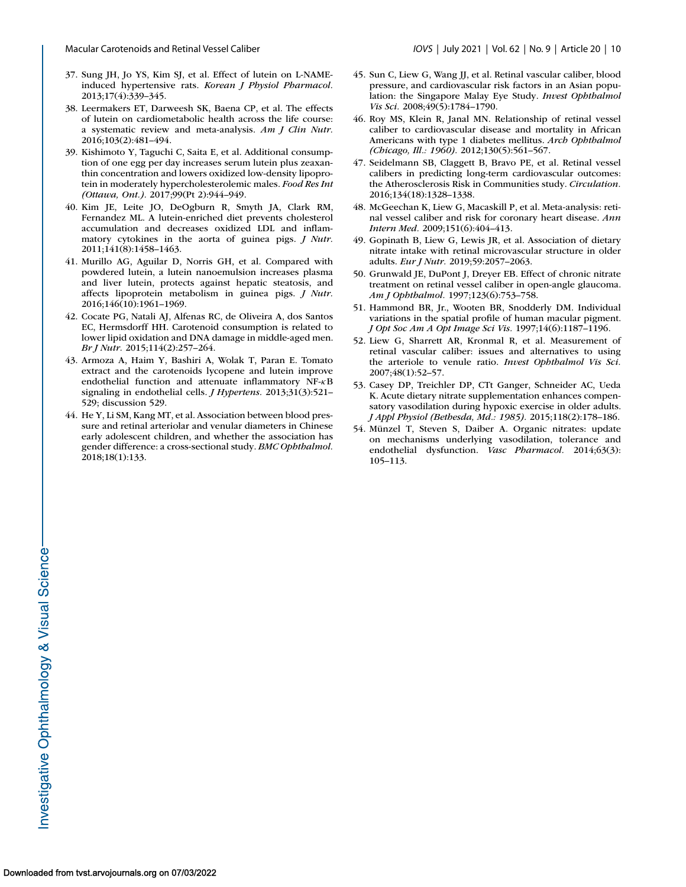37. Sung JH, Jo YS, Kim SJ, et al. Effect of lutein on L-NAME-induced hypertensive rats. *Korean J Physiol Pharmacol.* 2013;17(4):339–345.
38. Leermakers ET, Darweesh SK, Baena CP, et al. The effects of lutein on cardiometabolic health across the life course: a systematic review and meta-analysis. *Am J Clin Nutr.* 2016;103(2):481–494.
39. Kishimoto Y, Taguchi C, Saita E, et al. Additional consumption of one egg per day increases serum lutein plus zeaxanthin concentration and lowers oxidized low-density lipoprotein in moderately hypercholesterolemic males. *Food Res Int (Ottawa, Ont.).* 2017;99(Pt 2):944–949.
40. Kim JE, Leite JO, DeOgburn R, Smyth JA, Clark RM, Fernandez ML. A lutein-enriched diet prevents cholesterol accumulation and decreases oxidized LDL and inflammatory cytokines in the aorta of guinea pigs. *J Nutr.* 2011;141(8):1458–1463.
41. Murillo AG, Aguilar D, Norris GH, et al. Compared with powdered lutein, a lutein nanoemulsion increases plasma and liver lutein, protects against hepatic steatosis, and affects lipoprotein metabolism in guinea pigs. *J Nutr.* 2016;146(10):1961–1969.
42. Cocate PG, Natali AJ, Alfenas RC, de Oliveira A, dos Santos EC, Hermsdorff HH. Carotenoid consumption is related to lower lipid oxidation and DNA damage in middle-aged men. *Br J Nutr.* 2015;114(2):257–264.
43. Armoza A, Haim Y, Bashiri A, Wolak T, Paran E. Tomato extract and the carotenoids lycopene and lutein improve endothelial function and attenuate inflammatory NF-$\kappa$B signaling in endothelial cells. *J Hypertens.* 2013;31(3):521–529; discussion 529.
44. He Y, Li SM, Kang MT, et al. Association between blood pressure and retinal arteriolar and venular diameters in Chinese early adolescent children, and whether the association has gender difference: a cross-sectional study. *BMC Ophthalmol.* 2018;18(1):133.
45. Sun C, Liew G, Wang JJ, et al. Retinal vascular caliber, blood pressure, and cardiovascular risk factors in an Asian population: the Singapore Malay Eye Study. *Invest Ophthalmol Vis Sci.* 2008;49(5):1784–1790.
46. Roy MS, Klein R, Janal MN. Relationship of retinal vessel caliber to cardiovascular disease and mortality in African Americans with type 1 diabetes mellitus. *Arch Ophthalmol (Chicago, Ill.: 1960).* 2012;130(5):561–567.
47. Seidelmann SB, Claggett B, Bravo PE, et al. Retinal vessel calibers in predicting long-term cardiovascular outcomes: the Atherosclerosis Risk in Communities study. *Circulation.* 2016;134(18):1328–1338.
48. McGeechan K, Liew G, Macaskill P, et al. Meta-analysis: retinal vessel caliber and risk for coronary heart disease. *Ann Intern Med.* 2009;151(6):404–413.
49. Gopinath B, Liew G, Lewis JR, et al. Association of dietary nitrate intake with retinal microvascular structure in older adults. *Eur J Nutr.* 2019;59:2057–2063.
50. Grunwald JE, DuPont J, Dreyer EB. Effect of chronic nitrate treatment on retinal vessel caliber in open-angle glaucoma. *Am J Ophthalmol.* 1997;123(6):753–758.
51. Hammond BR, Jr., Wooten BR, Snodderly DM. Individual variations in the spatial profile of human macular pigment. *J Opt Soc Am A Opt Image Sci Vis.* 1997;14(6):1187–1196.
52. Liew G, Sharrett AR, Kronmal R, et al. Measurement of retinal vascular caliber: issues and alternatives to using the arteriole to venule ratio. *Invest Ophthalmol Vis Sci.* 2007;48(1):52–57.
53. Casey DP, Treichler DP, CTt Ganger, Schneider AC, Ueda K. Acute dietary nitrate supplementation enhances compensatory vasodilation during hypoxic exercise in older adults. *J Appl Physiol (Bethesda, Md.: 1985).* 2015;118(2):178–186.
54. Münzel T, Steven S, Daiber A. Organic nitrates: update on mechanisms underlying vasodilation, tolerance and endothelial dysfunction. *Vasc Pharmacol.* 2014;63(3): 105–113.